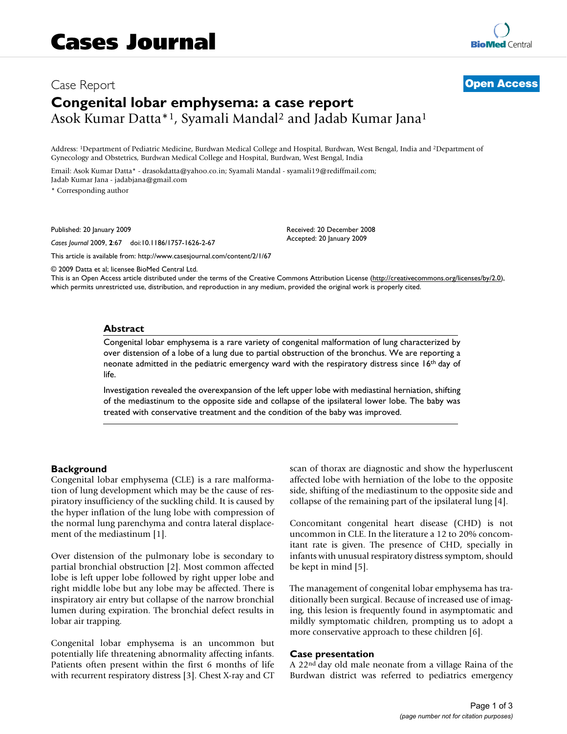# Cases Journal

Case Report

**Open Access**

# Congenital lobar emphysema: a case report

Asok Kumar Datta*[1], Syamali Mandal[2] and Jadab Kumar Jana[1]

Address: [1]Department of Pediatric Medicine, Burdwan Medical College and Hospital, Burdwan, West Bengal, India and [2]Department of Gynecology and Obstetrics, Burdwan Medical College and Hospital, Burdwan, West Bengal, India

Email: Asok Kumar Datta* - drasokdatta@yahoo.co.in; Syamali Mandal - syamali19@rediffmail.com; Jadab Kumar Jana - jadabjana@gmail.com

* Corresponding author

Published: 20 January 2009

*Cases Journal* 2009, **2**:67 doi:10.1186/1757-1626-2-67

Received: 20 December 2008
Accepted: 20 January 2009

This article is available from: http://www.casesjournal.com/content/2/1/67

© 2009 Datta et al; licensee BioMed Central Ltd.
This is an Open Access article distributed under the terms of the Creative Commons Attribution License (http://creativecommons.org/licenses/by/2.0), which permits unrestricted use, distribution, and reproduction in any medium, provided the original work is properly cited.

## Abstract

Congenital lobar emphysema is a rare variety of congenital malformation of lung characterized by over distension of a lobe of a lung due to partial obstruction of the bronchus. We are reporting a neonate admitted in the pediatric emergency ward with the respiratory distress since 16th day of life.

Investigation revealed the overexpansion of the left upper lobe with mediastinal herniation, shifting of the mediastinum to the opposite side and collapse of the ipsilateral lower lobe. The baby was treated with conservative treatment and the condition of the baby was improved.

## Background

Congenital lobar emphysema (CLE) is a rare malformation of lung development which may be the cause of respiratory insufficiency of the suckling child. It is caused by the hyper inflation of the lung lobe with compression of the normal lung parenchyma and contra lateral displacement of the mediastinum [1].

Over distension of the pulmonary lobe is secondary to partial bronchial obstruction [2]. Most common affected lobe is left upper lobe followed by right upper lobe and right middle lobe but any lobe may be affected. There is inspiratory air entry but collapse of the narrow bronchial lumen during expiration. The bronchial defect results in lobar air trapping.

Congenital lobar emphysema is an uncommon but potentially life threatening abnormality affecting infants. Patients often present within the first 6 months of life with recurrent respiratory distress [3]. Chest X-ray and CT scan of thorax are diagnostic and show the hyperluscent affected lobe with herniation of the lobe to the opposite side, shifting of the mediastinum to the opposite side and collapse of the remaining part of the ipsilateral lung [4].

Concomitant congenital heart disease (CHD) is not uncommon in CLE. In the literature a 12 to 20% concomitant rate is given. The presence of CHD, specially in infants with unusual respiratory distress symptom, should be kept in mind [5].

The management of congenital lobar emphysema has traditionally been surgical. Because of increased use of imaging, this lesion is frequently found in asymptomatic and mildly symptomatic children, prompting us to adopt a more conservative approach to these children [6].

## Case presentation

A 22nd day old male neonate from a village Raina of the Burdwan district was referred to pediatrics emergency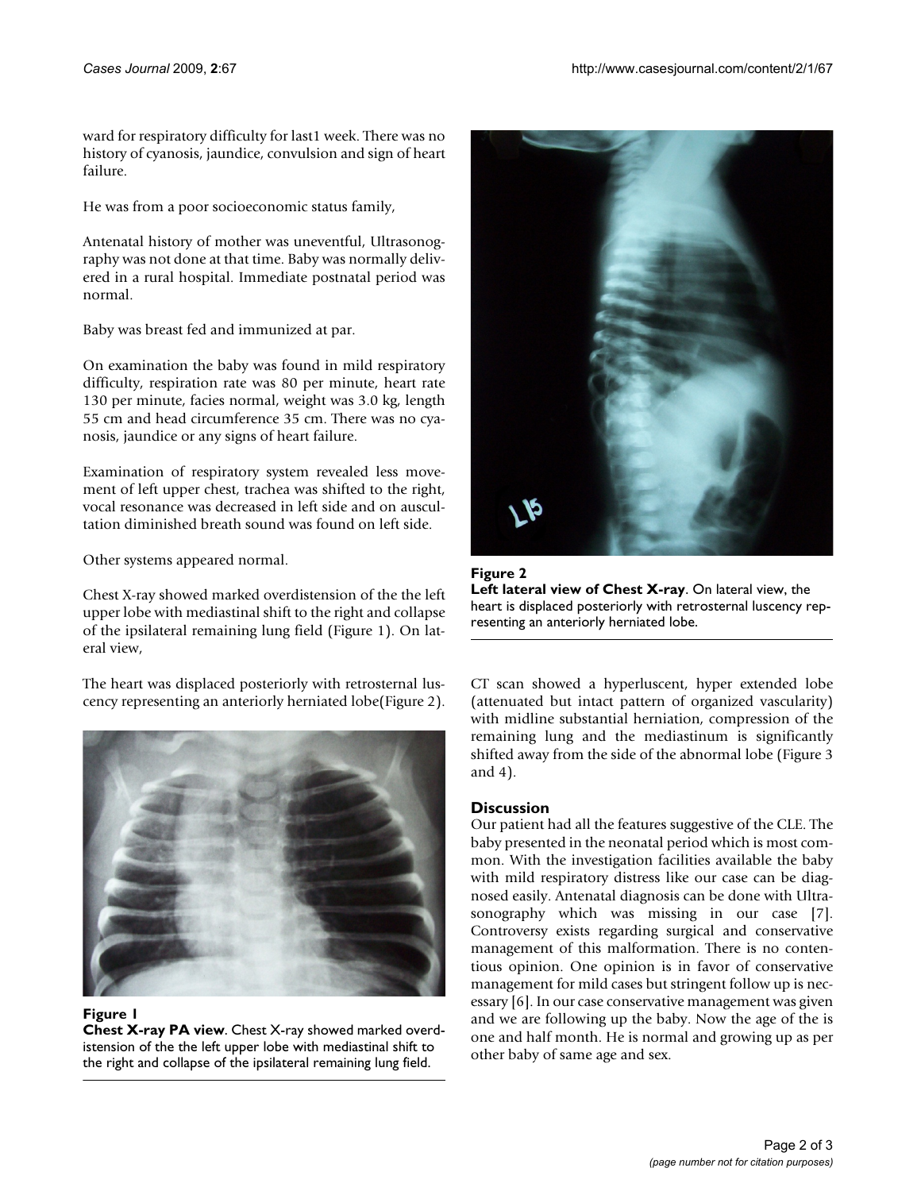ward for respiratory difficulty for last1 week. There was no history of cyanosis, jaundice, convulsion and sign of heart failure.

He was from a poor socioeconomic status family,

Antenatal history of mother was uneventful, Ultrasonography was not done at that time. Baby was normally delivered in a rural hospital. Immediate postnatal period was normal.

Baby was breast fed and immunized at par.

On examination the baby was found in mild respiratory difficulty, respiration rate was 80 per minute, heart rate 130 per minute, facies normal, weight was 3.0 kg, length 55 cm and head circumference 35 cm. There was no cyanosis, jaundice or any signs of heart failure.

Examination of respiratory system revealed less movement of left upper chest, trachea was shifted to the right, vocal resonance was decreased in left side and on auscultation diminished breath sound was found on left side.

Other systems appeared normal.

Chest X-ray showed marked overdistension of the the left upper lobe with mediastinal shift to the right and collapse of the ipsilateral remaining lung field (Figure 1). On lateral view,

The heart was displaced posteriorly with retrosternal luscency representing an anteriorly herniated lobe(Figure 2).

**Figure 1**
**Chest X-ray PA view**. Chest X-ray showed marked overdistension of the the left upper lobe with mediastinal shift to the right and collapse of the ipsilateral remaining lung field.

**Figure 2**
**Left lateral view of Chest X-ray**. On lateral view, the heart is displaced posteriorly with retrosternal luscency representing an anteriorly herniated lobe.

CT scan showed a hyperluscent, hyper extended lobe (attenuated but intact pattern of organized vascularity) with midline substantial herniation, compression of the remaining lung and the mediastinum is significantly shifted away from the side of the abnormal lobe (Figure 3 and 4).

## Discussion

Our patient had all the features suggestive of the CLE. The baby presented in the neonatal period which is most common. With the investigation facilities available the baby with mild respiratory distress like our case can be diagnosed easily. Antenatal diagnosis can be done with Ultrasonography which was missing in our case [7]. Controversy exists regarding surgical and conservative management of this malformation. There is no contentious opinion. One opinion is in favor of conservative management for mild cases but stringent follow up is necessary [6]. In our case conservative management was given and we are following up the baby. Now the age of the is one and half month. He is normal and growing up as per other baby of same age and sex.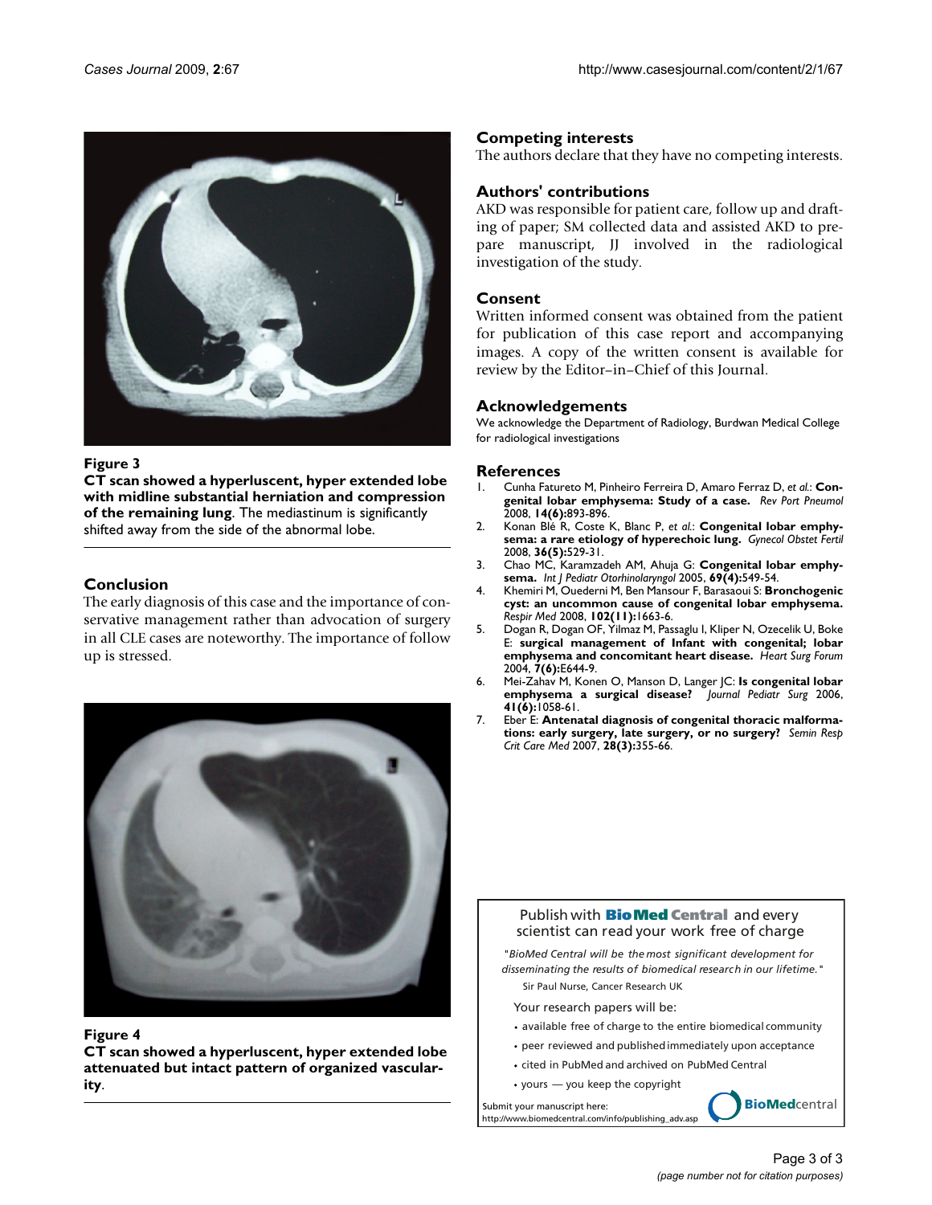**Figure 3**

**CT scan showed a hyperluscent, hyper extended lobe with midline substantial herniation and compression of the remaining lung**. The mediastinum is significantly shifted away from the side of the abnormal lobe.

## Conclusion

The early diagnosis of this case and the importance of conservative management rather than advocation of surgery in all CLE cases are noteworthy. The importance of follow up is stressed.

**Figure 4**

**CT scan showed a hyperluscent, hyper extended lobe attenuated but intact pattern of organized vascularity**.

## Competing interests

The authors declare that they have no competing interests.

## Authors' contributions

AKD was responsible for patient care, follow up and drafting of paper; SM collected data and assisted AKD to prepare manuscript, JJ involved in the radiological investigation of the study.

## Consent

Written informed consent was obtained from the patient for publication of this case report and accompanying images. A copy of the written consent is available for review by the Editor–in–Chief of this Journal.

## Acknowledgements

We acknowledge the Department of Radiology, Burdwan Medical College for radiological investigations

## References

1. Cunha Fatureto M, Pinheiro Ferreira D, Amaro Ferraz D, *et al.*: **Congenital lobar emphysema: Study of a case.** *Rev Port Pneumol* 2008, **14(6):**893-896.
2. Konan Blé R, Coste K, Blanc P, *et al.*: **Congenital lobar emphysema: a rare etiology of hyperechoic lung.** *Gynecol Obstet Fertil* 2008, **36(5):**529-31.
3. Chao MC, Karamzadeh AM, Ahuja G: **Congenital lobar emphysema.** *Int J Pediatr Otorhinolaryngol* 2005, **69(4):**549-54.
4. Khemiri M, Ouederni M, Ben Mansour F, Barasaoui S: **Bronchogenic cyst: an uncommon cause of congenital lobar emphysema.** *Respir Med* 2008, **102(11):**1663-6.
5. Dogan R, Dogan OF, Yilmaz M, Passaglu I, Kliper N, Ozecelik U, Boke E: **surgical management of Infant with congenital; lobar emphysema and concomitant heart disease.** *Heart Surg Forum* 2004, **7(6):**E644-9.
6. Mei-Zahav M, Konen O, Manson D, Langer JC: **Is congenital lobar emphysema a surgical disease?** *Journal Pediatr Surg* 2006, **41(6):**1058-61.
7. Eber E: **Antenatal diagnosis of congenital thoracic malformations: early surgery, late surgery, or no surgery?** *Semin Resp Crit Care Med* 2007, **28(3):**355-66.

Publish with **BioMed Central** and every scientist can read your work free of charge

*"BioMed Central will be the most significant development for disseminating the results of biomedical research in our lifetime."*
Sir Paul Nurse, Cancer Research UK

Your research papers will be:

- available free of charge to the entire biomedical community
- peer reviewed and published immediately upon acceptance
- cited in PubMed and archived on PubMed Central
- yours — you keep the copyright

Submit your manuscript here:
http://www.biomedcentral.com/info/publishing_adv.asp

**BioMed**central